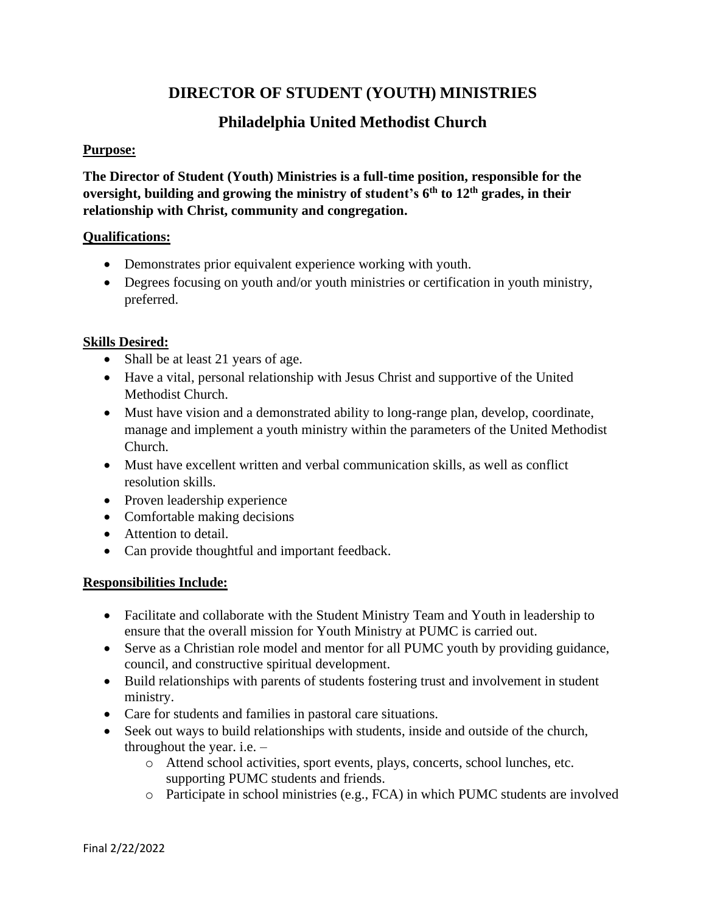# DIRECTOR OF STUDENT (YOUTH) MINISTRIES

## Philadelphia United Methodist Church

**Purpose:**

**The Director of Student (Youth) Ministries is a full-time position, responsible for the oversight, building and growing the ministry of student's 6th to 12th grades, in their relationship with Christ, community and congregation.**

**Qualifications:**

- Demonstrates prior equivalent experience working with youth.
- Degrees focusing on youth and/or youth ministries or certification in youth ministry, preferred.

**Skills Desired:**

- Shall be at least 21 years of age.
- Have a vital, personal relationship with Jesus Christ and supportive of the United Methodist Church.
- Must have vision and a demonstrated ability to long-range plan, develop, coordinate, manage and implement a youth ministry within the parameters of the United Methodist Church.
- Must have excellent written and verbal communication skills, as well as conflict resolution skills.
- Proven leadership experience
- Comfortable making decisions
- Attention to detail.
- Can provide thoughtful and important feedback.

**Responsibilities Include:**

- Facilitate and collaborate with the Student Ministry Team and Youth in leadership to ensure that the overall mission for Youth Ministry at PUMC is carried out.
- Serve as a Christian role model and mentor for all PUMC youth by providing guidance, council, and constructive spiritual development.
- Build relationships with parents of students fostering trust and involvement in student ministry.
- Care for students and families in pastoral care situations.
- Seek out ways to build relationships with students, inside and outside of the church, throughout the year. i.e. –
  - Attend school activities, sport events, plays, concerts, school lunches, etc. supporting PUMC students and friends.
  - Participate in school ministries (e.g., FCA) in which PUMC students are involved

Final 2/22/2022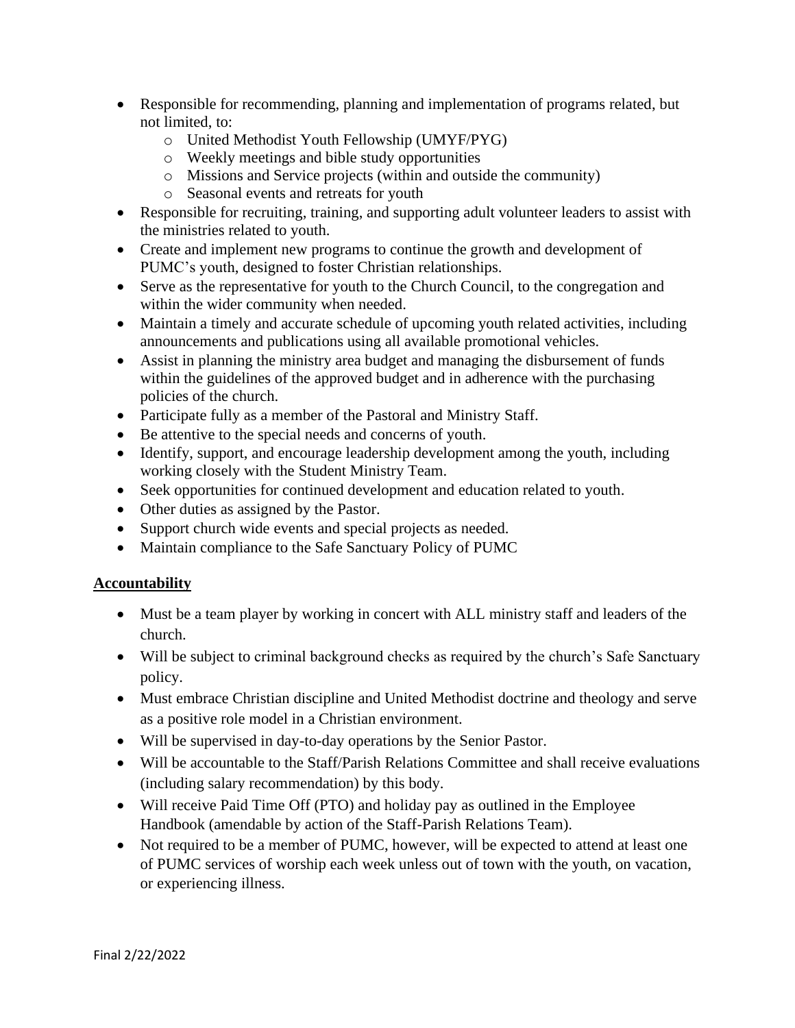- Responsible for recommending, planning and implementation of programs related, but not limited, to:
  - United Methodist Youth Fellowship (UMYF/PYG)
  - Weekly meetings and bible study opportunities
  - Missions and Service projects (within and outside the community)
  - Seasonal events and retreats for youth
- Responsible for recruiting, training, and supporting adult volunteer leaders to assist with the ministries related to youth.
- Create and implement new programs to continue the growth and development of PUMC's youth, designed to foster Christian relationships.
- Serve as the representative for youth to the Church Council, to the congregation and within the wider community when needed.
- Maintain a timely and accurate schedule of upcoming youth related activities, including announcements and publications using all available promotional vehicles.
- Assist in planning the ministry area budget and managing the disbursement of funds within the guidelines of the approved budget and in adherence with the purchasing policies of the church.
- Participate fully as a member of the Pastoral and Ministry Staff.
- Be attentive to the special needs and concerns of youth.
- Identify, support, and encourage leadership development among the youth, including working closely with the Student Ministry Team.
- Seek opportunities for continued development and education related to youth.
- Other duties as assigned by the Pastor.
- Support church wide events and special projects as needed.
- Maintain compliance to the Safe Sanctuary Policy of PUMC

**Accountability**

- Must be a team player by working in concert with ALL ministry staff and leaders of the church.
- Will be subject to criminal background checks as required by the church's Safe Sanctuary policy.
- Must embrace Christian discipline and United Methodist doctrine and theology and serve as a positive role model in a Christian environment.
- Will be supervised in day-to-day operations by the Senior Pastor.
- Will be accountable to the Staff/Parish Relations Committee and shall receive evaluations (including salary recommendation) by this body.
- Will receive Paid Time Off (PTO) and holiday pay as outlined in the Employee Handbook (amendable by action of the Staff-Parish Relations Team).
- Not required to be a member of PUMC, however, will be expected to attend at least one of PUMC services of worship each week unless out of town with the youth, on vacation, or experiencing illness.

Final 2/22/2022